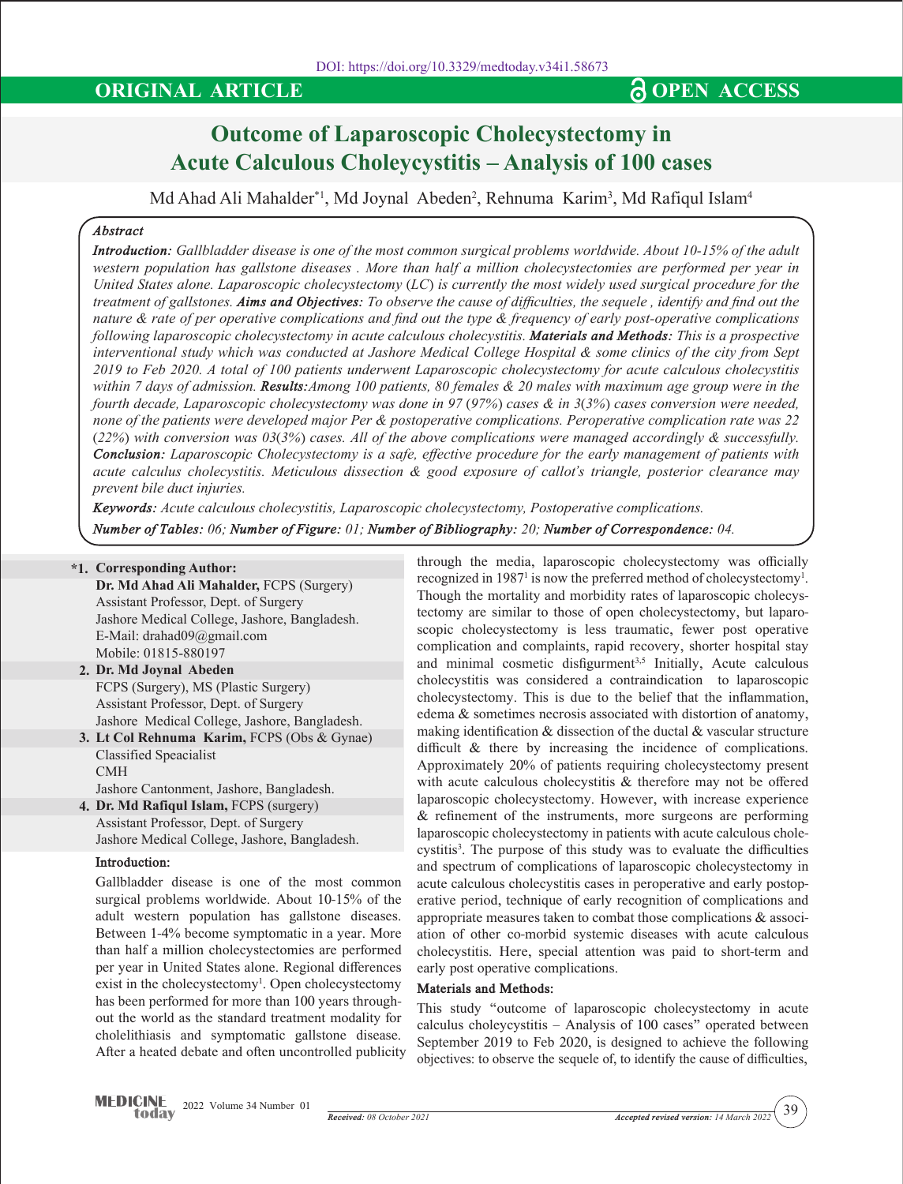DOI: https://doi.org/10.3329/medtoday.v34i1.58673

**ORIGINAL ARTICLE** **OPEN ACCESS**

# Outcome of Laparoscopic Cholecystectomy in Acute Calculous Choleycystitis – Analysis of 100 cases

Md Ahad Ali Mahalder*[1], Md Joynal Abeden[2], Rehnuma Karim[3], Md Rafiqul Islam[4]

***Abstract***

***Introduction:*** *Gallbladder disease is one of the most common surgical problems worldwide. About 10-15% of the adult western population has gallstone diseases . More than half a million cholecystectomies are performed per year in United States alone. Laparoscopic cholecystectomy (LC) is currently the most widely used surgical procedure for the treatment of gallstones.* ***Aims and Objectives:*** *To observe the cause of difficulties, the sequele , identify and find out the nature & rate of per operative complications and find out the type & frequency of early post-operative complications following laparoscopic cholecystectomy in acute calculous cholecystitis.* ***Materials and Methods:*** *This is a prospective interventional study which was conducted at Jashore Medical College Hospital & some clinics of the city from Sept 2019 to Feb 2020. A total of 100 patients underwent Laparoscopic cholecystectomy for acute calculous cholecystitis within 7 days of admission.* ***Results:*** *Among 100 patients, 80 females & 20 males with maximum age group were in the fourth decade, Laparoscopic cholecystectomy was done in 97 (97%) cases & in 3(3%) cases conversion were needed, none of the patients were developed major Per & postoperative complications. Peroperative complication rate was 22 (22%) with conversion was 03(3%) cases. All of the above complications were managed accordingly & successfully.* ***Conclusion:*** *Laparoscopic Cholecystectomy is a safe, effective procedure for the early management of patients with acute calculus cholecystitis. Meticulous dissection & good exposure of callot's triangle, posterior clearance may prevent bile duct injuries.*

***Keywords:*** *Acute calculous cholecystitis, Laparoscopic cholecystectomy, Postoperative complications.*

***Number of Tables:*** *06;* ***Number of Figure:*** *01;* ***Number of Bibliography:*** *20;* ***Number of Correspondence:*** *04.*

**\*1. Corresponding Author:**
**Dr. Md Ahad Ali Mahalder,** FCPS (Surgery)
Assistant Professor, Dept. of Surgery
Jashore Medical College, Jashore, Bangladesh.
E-Mail: drahad09@gmail.com
Mobile: 01815-880197

**2. Dr. Md Joynal Abeden**
FCPS (Surgery), MS (Plastic Surgery)
Assistant Professor, Dept. of Surgery
Jashore Medical College, Jashore, Bangladesh.

**3. Lt Col Rehnuma Karim,** FCPS (Obs & Gynae)
Classified Speacialist
CMH
Jashore Cantonment, Jashore, Bangladesh.

**4. Dr. Md Rafiqul Islam,** FCPS (surgery)
Assistant Professor, Dept. of Surgery
Jashore Medical College, Jashore, Bangladesh.

## Introduction:

Gallbladder disease is one of the most common surgical problems worldwide. About 10-15% of the adult western population has gallstone diseases. Between 1-4% become symptomatic in a year. More than half a million cholecystectomies are performed per year in United States alone. Regional differences exist in the cholecystectomy[1]. Open cholecystectomy has been performed for more than 100 years throughout the world as the standard treatment modality for cholelithiasis and symptomatic gallstone disease. After a heated debate and often uncontrolled publicity through the media, laparoscopic cholecystectomy was officially recognized in 1987[1] is now the preferred method of cholecystectomy[1]. Though the mortality and morbidity rates of laparoscopic cholecystectomy are similar to those of open cholecystectomy, but laparoscopic cholecystectomy is less traumatic, fewer post operative complication and complaints, rapid recovery, shorter hospital stay and minimal cosmetic disfigurment[3,5] Initially, Acute calculous cholecystitis was considered a contraindication to laparoscopic cholecystectomy. This is due to the belief that the inflammation, edema & sometimes necrosis associated with distortion of anatomy, making identification & dissection of the ductal & vascular structure difficult & there by increasing the incidence of complications. Approximately 20% of patients requiring cholecystectomy present with acute calculous cholecystitis & therefore may not be offered laparoscopic cholecystectomy. However, with increase experience & refinement of the instruments, more surgeons are performing laparoscopic cholecystectomy in patients with acute calculous cholecystitis[3]. The purpose of this study was to evaluate the difficulties and spectrum of complications of laparoscopic cholecystectomy in acute calculous cholecystitis cases in peroperative and early postoperative period, technique of early recognition of complications and appropriate measures taken to combat those complications & association of other co-morbid systemic diseases with acute calculous cholecystitis. Here, special attention was paid to short-term and early post operative complications.

## Materials and Methods:

This study "outcome of laparoscopic cholecystectomy in acute calculus choleycystitis – Analysis of 100 cases" operated between September 2019 to Feb 2020, is designed to achieve the following objectives: to observe the sequele of, to identify the cause of difficulties,

*Received: 08 October 2021* *Accepted revised version: 14 March 2022*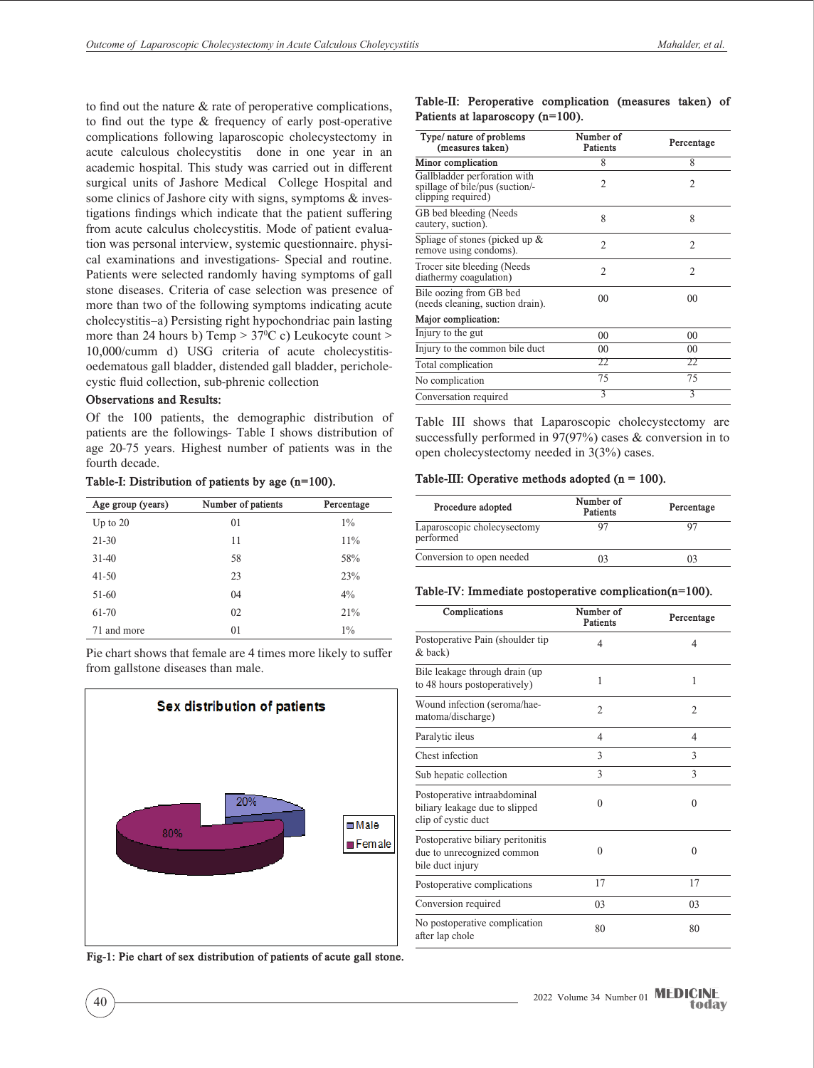to find out the nature & rate of peroperative complications, to find out the type & frequency of early post-operative complications following laparoscopic cholecystectomy in acute calculous cholecystitis done in one year in an academic hospital. This study was carried out in different surgical units of Jashore Medical College Hospital and some clinics of Jashore city with signs, symptoms & investigations findings which indicate that the patient suffering from acute calculus cholecystitis. Mode of patient evaluation was personal interview, systemic questionnaire. physical examinations and investigations- Special and routine. Patients were selected randomly having symptoms of gall stone diseases. Criteria of case selection was presence of more than two of the following symptoms indicating acute cholecystitis–a) Persisting right hypochondriac pain lasting more than 24 hours b) Temp > 37$^0$C c) Leukocyte count > 10,000/cumm d) USG criteria of acute cholecystitis-oedematous gall bladder, distended gall bladder, pericholecystic fluid collection, sub-phrenic collection

**Observations and Results:**

Of the 100 patients, the demographic distribution of patients are the followings- Table I shows distribution of age 20-75 years. Highest number of patients was in the fourth decade.

**Table-I: Distribution of patients by age (n=100).**

| Age group (years) | Number of patients | Percentage |
|---|---|---|
| Up to 20 | 01 | 1% |
| 21-30 | 11 | 11% |
| 31-40 | 58 | 58% |
| 41-50 | 23 | 23% |
| 51-60 | 04 | 4% |
| 61-70 | 02 | 21% |
| 71 and more | 01 | 1% |

Pie chart shows that female are 4 times more likely to suffer from gallstone diseases than male.

Sex distribution of patients

20% Male, 80% Female

**Fig-1: Pie chart of sex distribution of patients of acute gall stone.**

**Table-II: Peroperative complication (measures taken) of Patients at laparoscopy (n=100).**

| Type/ nature of problems (measures taken) | Number of Patients | Percentage |
|---|---|---|
| **Minor complication** | 8 | 8 |
| Gallbladder perforation with spillage of bile/pus (suction/-clipping required) | 2 | 2 |
| GB bed bleeding (Needs cautery, suction). | 8 | 8 |
| Spliage of stones (picked up & remove using condoms). | 2 | 2 |
| Trocer site bleeding (Needs diathermy coagulation) | 2 | 2 |
| Bile oozing from GB bed (needs cleaning, suction drain). | 00 | 00 |
| **Major complication:** | | |
| Injury to the gut | 00 | 00 |
| Injury to the common bile duct | 00 | 00 |
| Total complication | 22 | 22 |
| No complication | 75 | 75 |
| Conversation required | 3 | 3 |

Table III shows that Laparoscopic cholecystectomy are successfully performed in 97(97%) cases & conversion in to open cholecystectomy needed in 3(3%) cases.

**Table-III: Operative methods adopted (n = 100).**

| Procedure adopted | Number of Patients | Percentage |
|---|---|---|
| Laparoscopic cholecysectomy performed | 97 | 97 |
| Conversion to open needed | 03 | 03 |

**Table-IV: Immediate postoperative complication(n=100).**

| Complications | Number of Patients | Percentage |
|---|---|---|
| Postoperative Pain (shoulder tip & back) | 4 | 4 |
| Bile leakage through drain (up to 48 hours postoperatively) | 1 | 1 |
| Wound infection (seroma/haematoma/discharge) | 2 | 2 |
| Paralytic ileus | 4 | 4 |
| Chest infection | 3 | 3 |
| Sub hepatic collection | 3 | 3 |
| Postoperative intraabdominal biliary leakage due to slipped clip of cystic duct | 0 | 0 |
| Postoperative biliary peritonitis due to unrecognized common bile duct injury | 0 | 0 |
| Postoperative complications | 17 | 17 |
| Conversion required | 03 | 03 |
| No postoperative complication after lap chole | 80 | 80 |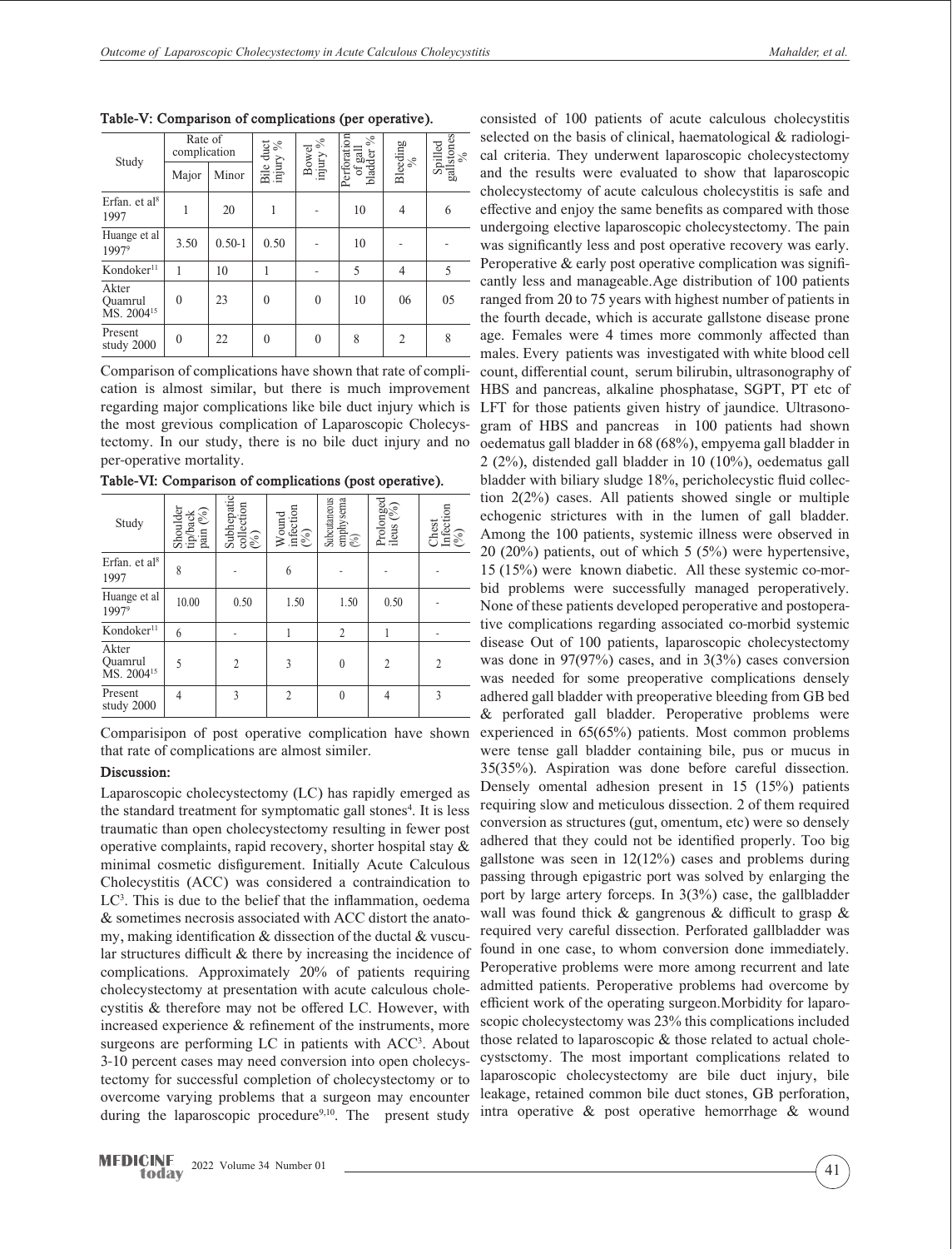**Table-V: Comparison of complications (per operative).**

| Study | Rate of complication | | Bile duct injury % | Bowel injury % | Perforation of gall bladder % | Bleeding % | Spilled gallstones % |
|---|---|---|---|---|---|---|---|
| | Major | Minor | | | | | |
| Erfan. et al[8] 1997 | 1 | 20 | 1 | - | 10 | 4 | 6 |
| Huange et al 1997[9] | 3.50 | 0.50-1 | 0.50 | - | 10 | - | - |
| Kondoker[11] | 1 | 10 | 1 | - | 5 | 4 | 5 |
| Akter Quamrul MS. 2004[15] | 0 | 23 | 0 | 0 | 10 | 06 | 05 |
| Present study 2000 | 0 | 22 | 0 | 0 | 8 | 2 | 8 |

Comparison of complications have shown that rate of complication is almost similar, but there is much improvement regarding major complications like bile duct injury which is the most grevious complication of Laparoscopic Cholecystectomy. In our study, there is no bile duct injury and no per-operative mortality.

**Table-VI: Comparison of complications (post operative).**

| Study | Shoulder tip/back pain (%) | Subhepatic collection (%) | Wound infection (%) | Subcutaneous emphysema (%) | Prolonged ileus (%) | Chest Infection (%) |
|---|---|---|---|---|---|---|
| Erfan. et al[8] 1997 | 8 | - | 6 | - | - | - |
| Huange et al 1997[9] | 10.00 | 0.50 | 1.50 | 1.50 | 0.50 | - |
| Kondoker[11] | 6 | - | 1 | 2 | 1 | - |
| Akter Quamrul MS. 2004[15] | 5 | 2 | 3 | 0 | 2 | 2 |
| Present study 2000 | 4 | 3 | 2 | 0 | 4 | 3 |

Comparisipon of post operative complication have shown that rate of complications are almost similer.

**Discussion:**

Laparoscopic cholecystectomy (LC) has rapidly emerged as the standard treatment for symptomatic gall stones[4]. It is less traumatic than open cholecystectomy resulting in fewer post operative complaints, rapid recovery, shorter hospital stay & minimal cosmetic disfigurement. Initially Acute Calculous Cholecystitis (ACC) was considered a contraindication to LC[3]. This is due to the belief that the inflammation, oedema & sometimes necrosis associated with ACC distort the anatomy, making identification & dissection of the ductal & vuscular structures difficult & there by increasing the incidence of complications. Approximately 20% of patients requiring cholecystectomy at presentation with acute calculous cholecystitis & therefore may not be offered LC. However, with increased experience & refinement of the instruments, more surgeons are performing LC in patients with ACC[3]. About 3-10 percent cases may need conversion into open cholecystectomy for successful completion of cholecystectomy or to overcome varying problems that a surgeon may encounter during the laparoscopic procedure[9,10]. The present study consisted of 100 patients of acute calculous cholecystitis selected on the basis of clinical, haematological & radiological criteria. They underwent laparoscopic cholecystectomy and the results were evaluated to show that laparoscopic cholecystectomy of acute calculous cholecystitis is safe and effective and enjoy the same benefits as compared with those undergoing elective laparoscopic cholecystectomy. The pain was significantly less and post operative recovery was early. Peroperative & early post operative complication was significantly less and manageable.Age distribution of 100 patients ranged from 20 to 75 years with highest number of patients in the fourth decade, which is accurate gallstone disease prone age. Females were 4 times more commonly affected than males. Every patients was investigated with white blood cell count, differential count, serum bilirubin, ultrasonography of HBS and pancreas, alkaline phosphatase, SGPT, PT etc of LFT for those patients given histry of jaundice. Ultrasonogram of HBS and pancreas in 100 patients had shown oedematus gall bladder in 68 (68%), empyema gall bladder in 2 (2%), distended gall bladder in 10 (10%), oedematus gall bladder with biliary sludge 18%, pericholecystic fluid collection 2(2%) cases. All patients showed single or multiple echogenic strictures with in the lumen of gall bladder. Among the 100 patients, systemic illness were observed in 20 (20%) patients, out of which 5 (5%) were hypertensive, 15 (15%) were known diabetic. All these systemic co-morbid problems were successfully managed peroperatively. None of these patients developed peroperative and postoperative complications regarding associated co-morbid systemic disease Out of 100 patients, laparoscopic cholecystectomy was done in 97(97%) cases, and in 3(3%) cases conversion was needed for some preoperative complications densely adhered gall bladder with preoperative bleeding from GB bed & perforated gall bladder. Peroperative problems were experienced in 65(65%) patients. Most common problems were tense gall bladder containing bile, pus or mucus in 35(35%). Aspiration was done before careful dissection. Densely omental adhesion present in 15 (15%) patients requiring slow and meticulous dissection. 2 of them required conversion as structures (gut, omentum, etc) were so densely adhered that they could not be identified properly. Too big gallstone was seen in 12(12%) cases and problems during passing through epigastric port was solved by enlarging the port by large artery forceps. In 3(3%) case, the gallbladder wall was found thick & gangrenous & difficult to grasp & required very careful dissection. Perforated gallbladder was found in one case, to whom conversion done immediately. Peroperative problems were more among recurrent and late admitted patients. Peroperative problems had overcome by efficient work of the operating surgeon.Morbidity for laparoscopic cholecystectomy was 23% this complications included those related to laparoscopic & those related to actual cholecystsctomy. The most important complications related to laparoscopic cholecystectomy are bile duct injury, bile leakage, retained common bile duct stones, GB perforation, intra operative & post operative hemorrhage & wound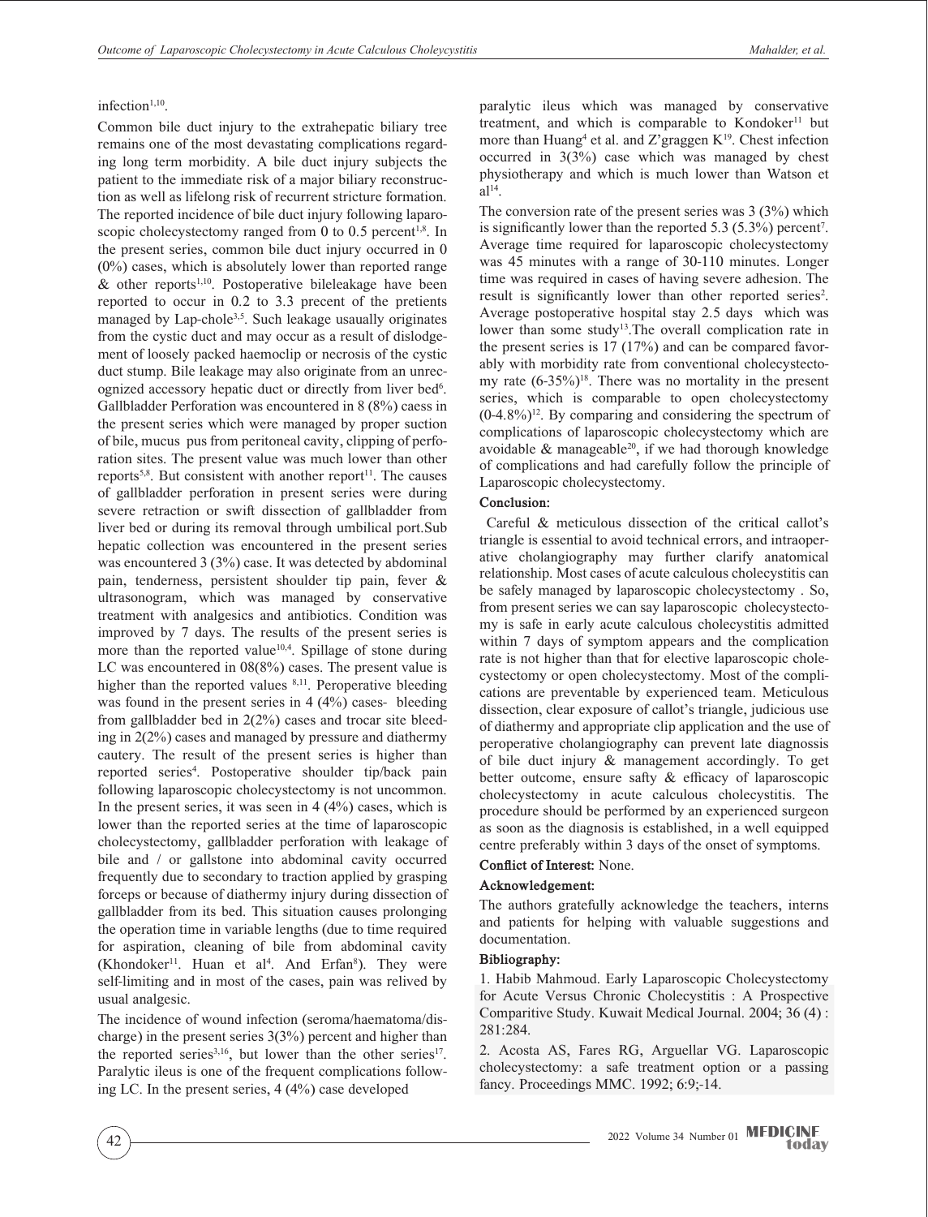infection[1,10].

Common bile duct injury to the extrahepatic biliary tree remains one of the most devastating complications regarding long term morbidity. A bile duct injury subjects the patient to the immediate risk of a major biliary reconstruction as well as lifelong risk of recurrent stricture formation. The reported incidence of bile duct injury following laparoscopic cholecystectomy ranged from 0 to 0.5 percent[1,8]. In the present series, common bile duct injury occurred in 0 (0%) cases, which is absolutely lower than reported range & other reports[1,10]. Postoperative bileleakage have been reported to occur in 0.2 to 3.3 precent of the pretients managed by Lap-chole[3,5]. Such leakage usaually originates from the cystic duct and may occur as a result of dislodgement of loosely packed haemoclip or necrosis of the cystic duct stump. Bile leakage may also originate from an unrecognized accessory hepatic duct or directly from liver bed[6]. Gallbladder Perforation was encountered in 8 (8%) caess in the present series which were managed by proper suction of bile, mucus pus from peritoneal cavity, clipping of perforation sites. The present value was much lower than other reports[5,8]. But consistent with another report[11]. The causes of gallbladder perforation in present series were during severe retraction or swift dissection of gallbladder from liver bed or during its removal through umbilical port.Sub hepatic collection was encountered in the present series was encountered 3 (3%) case. It was detected by abdominal pain, tenderness, persistent shoulder tip pain, fever & ultrasonogram, which was managed by conservative treatment with analgesics and antibiotics. Condition was improved by 7 days. The results of the present series is more than the reported value[10,4]. Spillage of stone during LC was encountered in 08(8%) cases. The present value is higher than the reported values [8,11]. Peroperative bleeding was found in the present series in 4 (4%) cases- bleeding from gallbladder bed in 2(2%) cases and trocar site bleeding in 2(2%) cases and managed by pressure and diathermy cautery. The result of the present series is higher than reported series[4]. Postoperative shoulder tip/back pain following laparoscopic cholecystectomy is not uncommon. In the present series, it was seen in 4 (4%) cases, which is lower than the reported series at the time of laparoscopic cholecystectomy, gallbladder perforation with leakage of bile and / or gallstone into abdominal cavity occurred frequently due to secondary to traction applied by grasping forceps or because of diathermy injury during dissection of gallbladder from its bed. This situation causes prolonging the operation time in variable lengths (due to time required for aspiration, cleaning of bile from abdominal cavity (Khondoker[11]. Huan et al[4]. And Erfan[8]). They were self-limiting and in most of the cases, pain was relived by usual analgesic.

The incidence of wound infection (seroma/haematoma/discharge) in the present series 3(3%) percent and higher than the reported series[3,16], but lower than the other series[17]. Paralytic ileus is one of the frequent complications following LC. In the present series, 4 (4%) case developed paralytic ileus which was managed by conservative treatment, and which is comparable to Kondoker[11] but more than Huang[4] et al. and Z'graggen K[19]. Chest infection occurred in 3(3%) case which was managed by chest physiotherapy and which is much lower than Watson et al[14].

The conversion rate of the present series was 3 (3%) which is significantly lower than the reported 5.3 (5.3%) percent[7]. Average time required for laparoscopic cholecystectomy was 45 minutes with a range of 30-110 minutes. Longer time was required in cases of having severe adhesion. The result is significantly lower than other reported series[2]. Average postoperative hospital stay 2.5 days which was lower than some study[13].The overall complication rate in the present series is 17 (17%) and can be compared favorably with morbidity rate from conventional cholecystectomy rate (6-35%)[18]. There was no mortality in the present series, which is comparable to open cholecystectomy (0-4.8%)[12]. By comparing and considering the spectrum of complications of laparoscopic cholecystectomy which are avoidable & manageable[20], if we had thorough knowledge of complications and had carefully follow the principle of Laparoscopic cholecystectomy.

### Conclusion:

Careful & meticulous dissection of the critical callot's triangle is essential to avoid technical errors, and intraoperative cholangiography may further clarify anatomical relationship. Most cases of acute calculous cholecystitis can be safely managed by laparoscopic cholecystectomy . So, from present series we can say laparoscopic cholecystectomy is safe in early acute calculous cholecystitis admitted within 7 days of symptom appears and the complication rate is not higher than that for elective laparoscopic cholecystectomy or open cholecystectomy. Most of the complications are preventable by experienced team. Meticulous dissection, clear exposure of callot's triangle, judicious use of diathermy and appropriate clip application and the use of peroperative cholangiography can prevent late diagnossis of bile duct injury & management accordingly. To get better outcome, ensure safty & efficacy of laparoscopic cholecystectomy in acute calculous cholecystitis. The procedure should be performed by an experienced surgeon as soon as the diagnosis is established, in a well equipped centre preferably within 3 days of the onset of symptoms.

**Conflict of Interest:** None.

### Acknowledgement:

The authors gratefully acknowledge the teachers, interns and patients for helping with valuable suggestions and documentation.

### Bibliography:

1. Habib Mahmoud. Early Laparoscopic Cholecystectomy for Acute Versus Chronic Cholecystitis : A Prospective Comparitive Study. Kuwait Medical Journal. 2004; 36 (4) : 281:284.
2. Acosta AS, Fares RG, Arguellar VG. Laparoscopic cholecystectomy: a safe treatment option or a passing fancy. Proceedings MMC. 1992; 6:9;-14.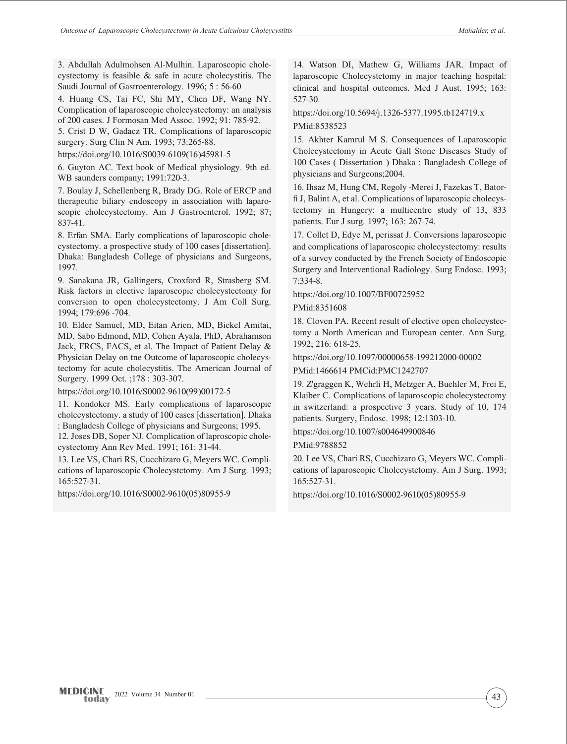3. Abdullah Adulmohsen Al-Mulhin. Laparoscopic cholecystectomy is feasible & safe in acute cholecystitis. The Saudi Journal of Gastroenterology. 1996; 5 : 56-60

4. Huang CS, Tai FC, Shi MY, Chen DF, Wang NY. Complication of laparoscopic cholecystectomy: an analysis of 200 cases. J Formosan Med Assoc. 1992; 91: 785-92.

5. Crist D W, Gadacz TR. Complications of laparoscopic surgery. Surg Clin N Am. 1993; 73:265-88.

https://doi.org/10.1016/S0039-6109(16)45981-5

6. Guyton AC. Text book of Medical physiology. 9th ed. WB saunders company; 1991:720-3.

7. Boulay J, Schellenberg R, Brady DG. Role of ERCP and therapeutic biliary endoscopy in association with laparoscopic cholecystectomy. Am J Gastroenterol. 1992; 87; 837-41.

8. Erfan SMA. Early complications of laparoscopic cholecystectomy. a prospective study of 100 cases [dissertation]. Dhaka: Bangladesh College of physicians and Surgeons, 1997.

9. Sanakana JR, Gallingers, Croxford R, Strasberg SM. Risk factors in elective laparoscopic cholecystectomy for conversion to open cholecystectomy. J Am Coll Surg. 1994; 179:696 -704.

10. Elder Samuel, MD, Eitan Arien, MD, Bickel Amitai, MD, Sabo Edmond, MD, Cohen Ayala, PhD, Abrahamson Jack, FRCS, FACS, et al. The Impact of Patient Delay & Physician Delay on tne Outcome of laparoscopic cholecystectomy for acute cholecystitis. The American Journal of Surgery. 1999 Oct. ;178 : 303-307.

https://doi.org/10.1016/S0002-9610(99)00172-5

11. Kondoker MS. Early complications of laparoscopic cholecystectomy. a study of 100 cases [dissertation]. Dhaka : Bangladesh College of physicians and Surgeons; 1995.

12. Joses DB, Soper NJ. Complication of laproscopic cholecystectomy Ann Rev Med. 1991; 161: 31-44.

13. Lee VS, Chari RS, Cucchizaro G, Meyers WC. Complications of laparoscopic Cholecystctomy. Am J Surg. 1993; 165:527-31.

https://doi.org/10.1016/S0002-9610(05)80955-9

14. Watson DI, Mathew G, Williams JAR. Impact of laparoscopic Cholecystctomy in major teaching hospital: clinical and hospital outcomes. Med J Aust. 1995; 163: 527-30.

https://doi.org/10.5694/j.1326-5377.1995.tb124719.x

PMid:8538523

15. Akhter Kamrul M S. Consequences of Laparoscopic Cholecystectomy in Acute Gall Stone Diseases Study of 100 Cases ( Dissertation ) Dhaka : Bangladesh College of physicians and Surgeons;2004.

16. Ihsaz M, Hung CM, Regoly -Merei J, Fazekas T, Batorfi J, Balint A, et al. Complications of laparoscopic cholecystectomy in Hungery: a multicentre study of 13, 833 patients. Eur J surg. 1997; 163: 267-74.

17. Collet D, Edye M, perissat J. Conversions laparoscopic and complications of laparoscopic cholecystectomy: results of a survey conducted by the French Society of Endoscopic Surgery and Interventional Radiology. Surg Endosc. 1993; 7:334-8.

https://doi.org/10.1007/BF00725952

PMid:8351608

18. Cloven PA. Recent result of elective open cholecystectomy a North American and European center. Ann Surg. 1992; 216: 618-25.

https://doi.org/10.1097/00000658-199212000-00002

PMid:1466614 PMCid:PMC1242707

19. Z'graggen K, Wehrli H, Metzger A, Buehler M, Frei E, Klaiber C. Complications of laparoscopic cholecystectomy in switzerland: a prospective 3 years. Study of 10, 174 patients. Surgery, Endosc. 1998; 12:1303-10.

https://doi.org/10.1007/s004649900846

PMid:9788852

20. Lee VS, Chari RS, Cucchizaro G, Meyers WC. Complications of laparoscopic Cholecystctomy. Am J Surg. 1993; 165:527-31.

https://doi.org/10.1016/S0002-9610(05)80955-9